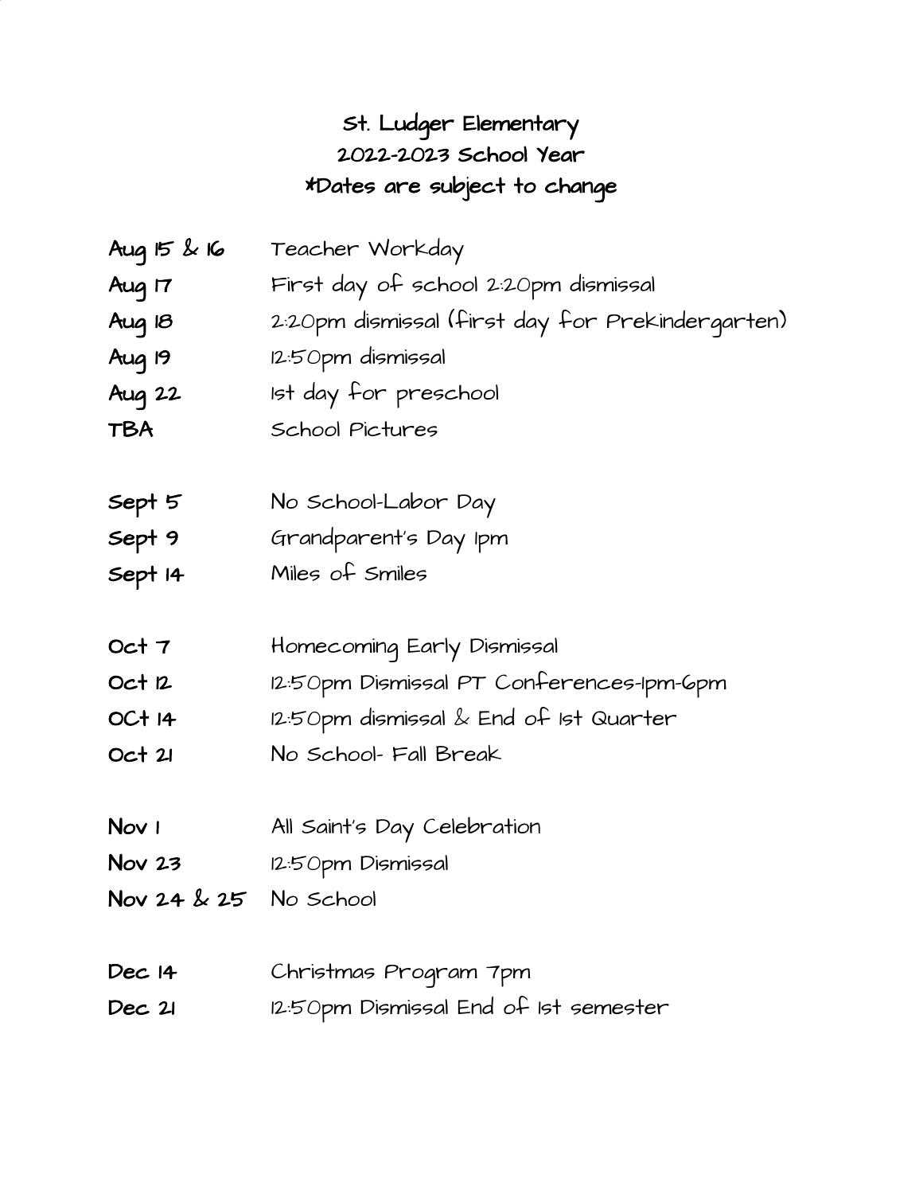# St. Ludger Elementary
## 2022-2023 School Year
### *Dates are subject to change

| | |
|---|---|
| **Aug 15 & 16** | Teacher Workday |
| **Aug 17** | First day of school 2:20pm dismissal |
| **Aug 18** | 2:20pm dismissal (first day for Prekindergarten) |
| **Aug 19** | 12:50pm dismissal |
| **Aug 22** | 1st day for preschool |
| **TBA** | School Pictures |
| | |
| **Sept 5** | No School-Labor Day |
| **Sept 9** | Grandparent's Day 1pm |
| **Sept 14** | Miles of Smiles |
| | |
| **Oct 7** | Homecoming Early Dismissal |
| **Oct 12** | 12:50pm Dismissal PT Conferences-1pm-6pm |
| **OCt 14** | 12:50pm dismissal & End of 1st Quarter |
| **Oct 21** | No School- Fall Break |
| | |
| **Nov 1** | All Saint's Day Celebration |
| **Nov 23** | 12:50pm Dismissal |
| **Nov 24 & 25** | No School |
| | |
| **Dec 14** | Christmas Program 7pm |
| **Dec 21** | 12:50pm Dismissal End of 1st semester |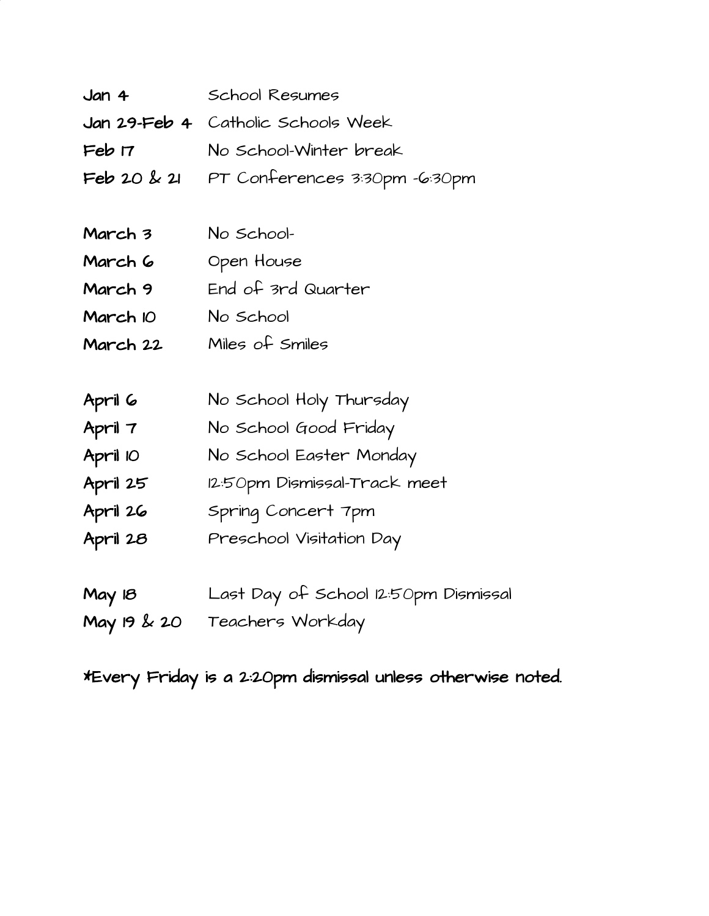| | |
|---|---|
| **Jan 4** | School Resumes |
| **Jan 29-Feb 4** | Catholic Schools Week |
| **Feb 17** | No School-Winter break |
| **Feb 20 & 21** | PT Conferences 3:30pm -6:30pm |
| | |
| **March 3** | No School- |
| **March 6** | Open House |
| **March 9** | End of 3rd Quarter |
| **March 10** | No School |
| **March 22** | Miles of Smiles |
| | |
| **April 6** | No School Holy Thursday |
| **April 7** | No School Good Friday |
| **April 10** | No School Easter Monday |
| **April 25** | 12:50pm Dismissal-Track meet |
| **April 26** | Spring Concert 7pm |
| **April 28** | Preschool Visitation Day |
| | |
| **May 18** | Last Day of School 12:50pm Dismissal |
| **May 19 & 20** | Teachers Workday |

***Every Friday is a 2:20pm dismissal unless otherwise noted.**